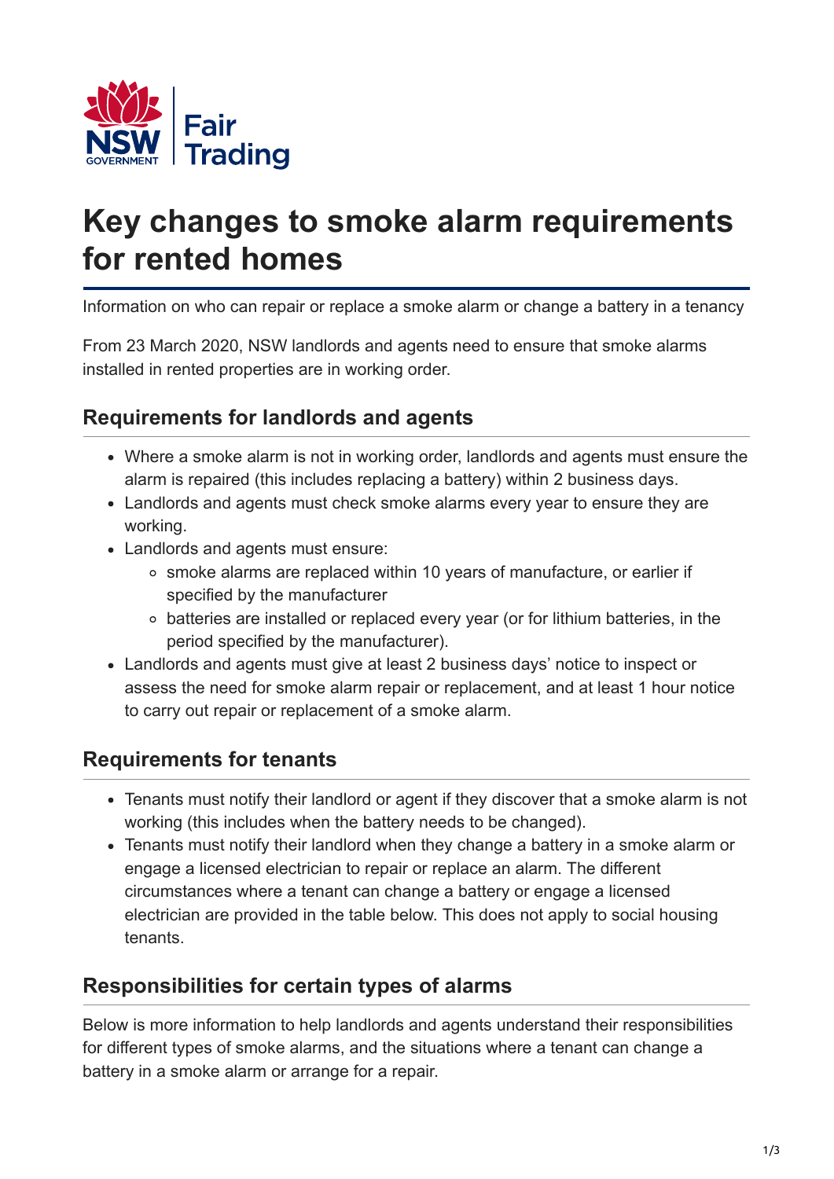NSW GOVERNMENT | Fair Trading

# Key changes to smoke alarm requirements for rented homes

Information on who can repair or replace a smoke alarm or change a battery in a tenancy

From 23 March 2020, NSW landlords and agents need to ensure that smoke alarms installed in rented properties are in working order.

## Requirements for landlords and agents

- Where a smoke alarm is not in working order, landlords and agents must ensure the alarm is repaired (this includes replacing a battery) within 2 business days.
- Landlords and agents must check smoke alarms every year to ensure they are working.
- Landlords and agents must ensure:
  - smoke alarms are replaced within 10 years of manufacture, or earlier if specified by the manufacturer
  - batteries are installed or replaced every year (or for lithium batteries, in the period specified by the manufacturer).
- Landlords and agents must give at least 2 business days' notice to inspect or assess the need for smoke alarm repair or replacement, and at least 1 hour notice to carry out repair or replacement of a smoke alarm.

## Requirements for tenants

- Tenants must notify their landlord or agent if they discover that a smoke alarm is not working (this includes when the battery needs to be changed).
- Tenants must notify their landlord when they change a battery in a smoke alarm or engage a licensed electrician to repair or replace an alarm. The different circumstances where a tenant can change a battery or engage a licensed electrician are provided in the table below. This does not apply to social housing tenants.

## Responsibilities for certain types of alarms

Below is more information to help landlords and agents understand their responsibilities for different types of smoke alarms, and the situations where a tenant can change a battery in a smoke alarm or arrange for a repair.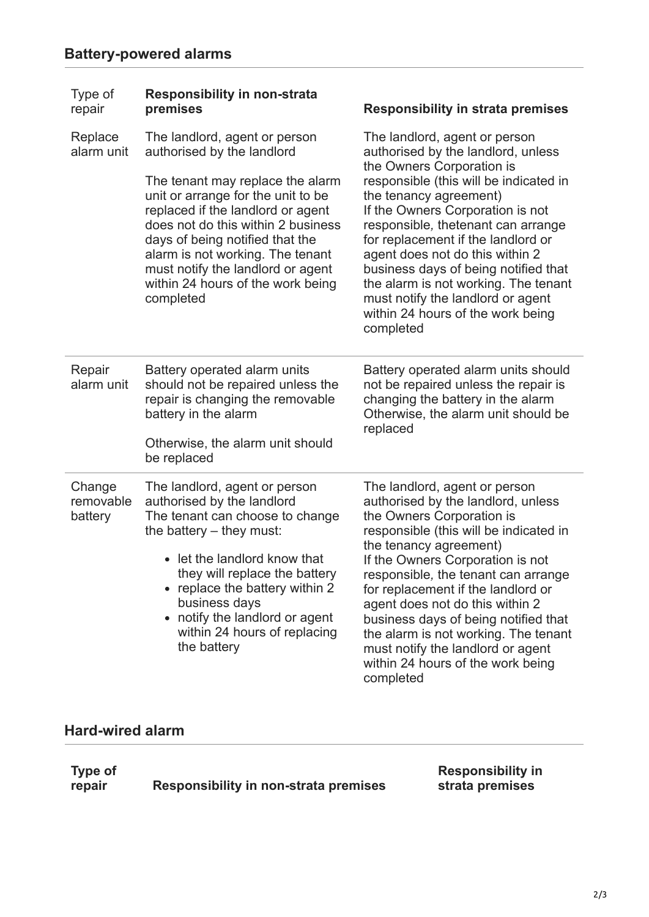## Battery-powered alarms

| Type of repair | Responsibility in non-strata premises | Responsibility in strata premises |
|---|---|---|
| Replace alarm unit | The landlord, agent or person authorised by the landlord<br><br>The tenant may replace the alarm unit or arrange for the unit to be replaced if the landlord or agent does not do this within 2 business days of being notified that the alarm is not working. The tenant must notify the landlord or agent within 24 hours of the work being completed | The landlord, agent or person authorised by the landlord, unless the Owners Corporation is responsible (this will be indicated in the tenancy agreement)<br>If the Owners Corporation is not responsible, thetenant can arrange for replacement if the landlord or agent does not do this within 2 business days of being notified that the alarm is not working. The tenant must notify the landlord or agent within 24 hours of the work being completed |
| Repair alarm unit | Battery operated alarm units should not be repaired unless the repair is changing the removable battery in the alarm<br><br>Otherwise, the alarm unit should be replaced | Battery operated alarm units should not be repaired unless the repair is changing the battery in the alarm Otherwise, the alarm unit should be replaced |
| Change removable battery | The landlord, agent or person authorised by the landlord<br>The tenant can choose to change the battery – they must:<br>• let the landlord know that they will replace the battery<br>• replace the battery within 2 business days<br>• notify the landlord or agent within 24 hours of replacing the battery | The landlord, agent or person authorised by the landlord, unless the Owners Corporation is responsible (this will be indicated in the tenancy agreement)<br>If the Owners Corporation is not responsible, the tenant can arrange for replacement if the landlord or agent does not do this within 2 business days of being notified that the alarm is not working. The tenant must notify the landlord or agent within 24 hours of the work being completed |

## Hard-wired alarm

| Type of repair | Responsibility in non-strata premises | Responsibility in strata premises |
|---|---|---|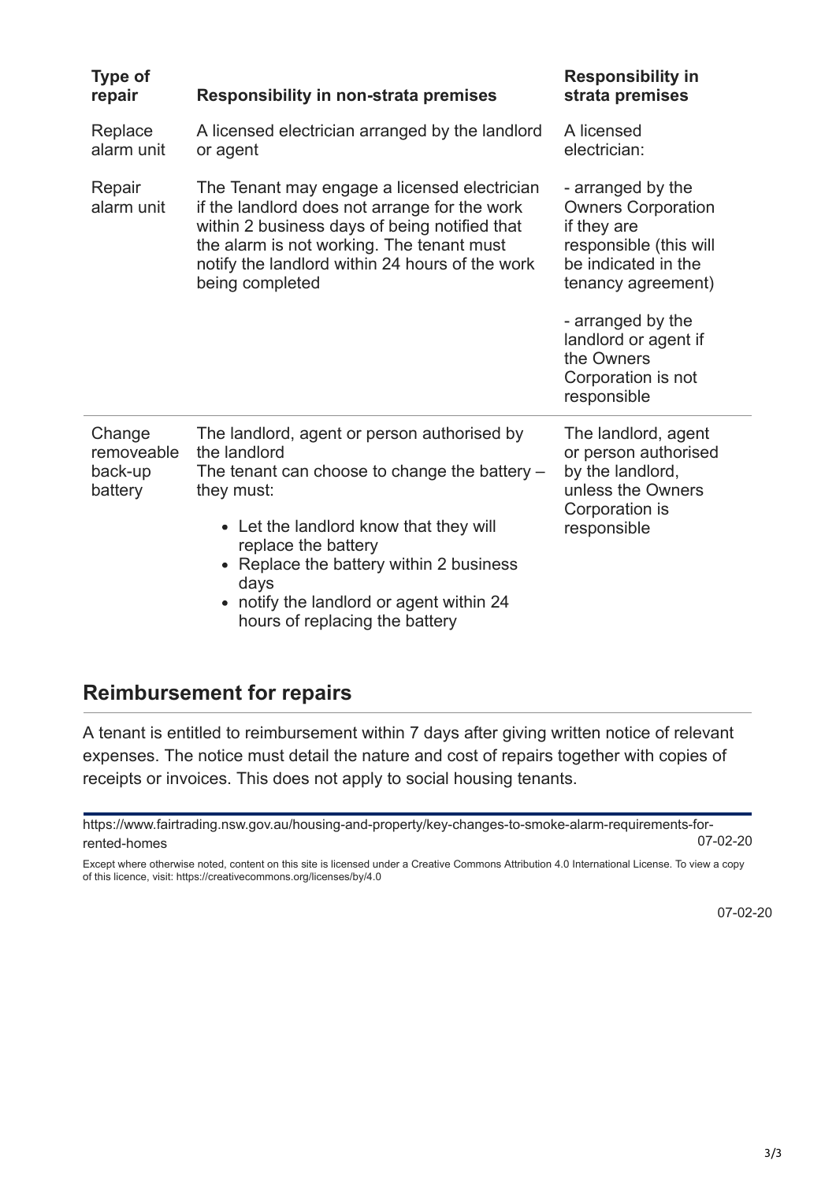| Type of repair | Responsibility in non-strata premises | Responsibility in strata premises |
|---|---|---|
| Replace alarm unit | A licensed electrician arranged by the landlord or agent | A licensed electrician: |
| Repair alarm unit | The Tenant may engage a licensed electrician if the landlord does not arrange for the work within 2 business days of being notified that the alarm is not working. The tenant must notify the landlord within 24 hours of the work being completed | - arranged by the Owners Corporation if they are responsible (this will be indicated in the tenancy agreement)<br><br>- arranged by the landlord or agent if the Owners Corporation is not responsible |
| Change removeable back-up battery | The landlord, agent or person authorised by the landlord<br>The tenant can choose to change the battery – they must:<br>• Let the landlord know that they will replace the battery<br>• Replace the battery within 2 business days<br>• notify the landlord or agent within 24 hours of replacing the battery | The landlord, agent or person authorised by the landlord, unless the Owners Corporation is responsible |

## Reimbursement for repairs

A tenant is entitled to reimbursement within 7 days after giving written notice of relevant expenses. The notice must detail the nature and cost of repairs together with copies of receipts or invoices. This does not apply to social housing tenants.

https://www.fairtrading.nsw.gov.au/housing-and-property/key-changes-to-smoke-alarm-requirements-for-rented-homes 07-02-20

Except where otherwise noted, content on this site is licensed under a Creative Commons Attribution 4.0 International License. To view a copy of this licence, visit: https://creativecommons.org/licenses/by/4.0